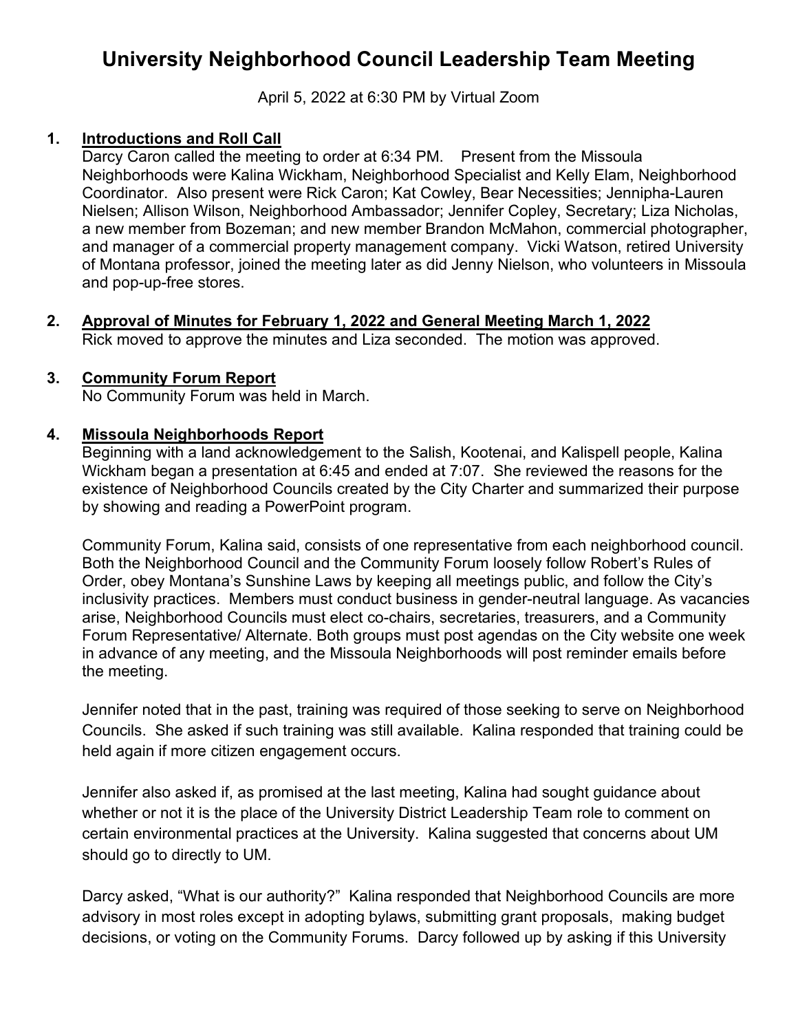# University Neighborhood Council Leadership Team Meeting

April 5, 2022 at 6:30 PM by Virtual Zoom

1. **Introductions and Roll Call**
   Darcy Caron called the meeting to order at 6:34 PM. Present from the Missoula Neighborhoods were Kalina Wickham, Neighborhood Specialist and Kelly Elam, Neighborhood Coordinator. Also present were Rick Caron; Kat Cowley, Bear Necessities; Jennipha-Lauren Nielsen; Allison Wilson, Neighborhood Ambassador; Jennifer Copley, Secretary; Liza Nicholas, a new member from Bozeman; and new member Brandon McMahon, commercial photographer, and manager of a commercial property management company. Vicki Watson, retired University of Montana professor, joined the meeting later as did Jenny Nielson, who volunteers in Missoula and pop-up-free stores.

2. **Approval of Minutes for February 1, 2022 and General Meeting March 1, 2022**
   Rick moved to approve the minutes and Liza seconded. The motion was approved.

3. **Community Forum Report**
   No Community Forum was held in March.

4. **Missoula Neighborhoods Report**
   Beginning with a land acknowledgement to the Salish, Kootenai, and Kalispell people, Kalina Wickham began a presentation at 6:45 and ended at 7:07. She reviewed the reasons for the existence of Neighborhood Councils created by the City Charter and summarized their purpose by showing and reading a PowerPoint program.

   Community Forum, Kalina said, consists of one representative from each neighborhood council. Both the Neighborhood Council and the Community Forum loosely follow Robert's Rules of Order, obey Montana's Sunshine Laws by keeping all meetings public, and follow the City's inclusivity practices. Members must conduct business in gender-neutral language. As vacancies arise, Neighborhood Councils must elect co-chairs, secretaries, treasurers, and a Community Forum Representative/ Alternate. Both groups must post agendas on the City website one week in advance of any meeting, and the Missoula Neighborhoods will post reminder emails before the meeting.

   Jennifer noted that in the past, training was required of those seeking to serve on Neighborhood Councils. She asked if such training was still available. Kalina responded that training could be held again if more citizen engagement occurs.

   Jennifer also asked if, as promised at the last meeting, Kalina had sought guidance about whether or not it is the place of the University District Leadership Team role to comment on certain environmental practices at the University. Kalina suggested that concerns about UM should go to directly to UM.

   Darcy asked, "What is our authority?" Kalina responded that Neighborhood Councils are more advisory in most roles except in adopting bylaws, submitting grant proposals, making budget decisions, or voting on the Community Forums. Darcy followed up by asking if this University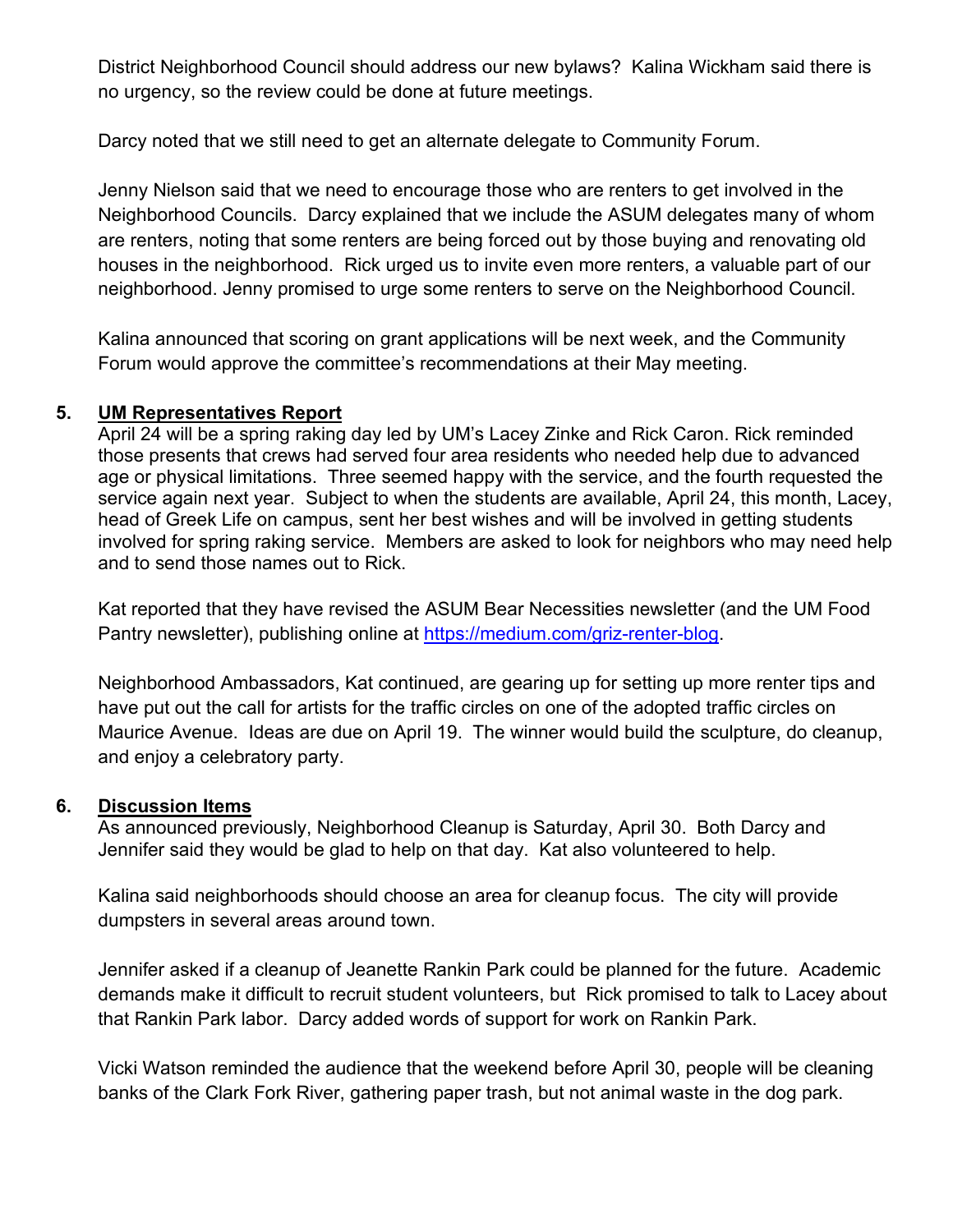District Neighborhood Council should address our new bylaws? Kalina Wickham said there is no urgency, so the review could be done at future meetings.

Darcy noted that we still need to get an alternate delegate to Community Forum.

Jenny Nielson said that we need to encourage those who are renters to get involved in the Neighborhood Councils. Darcy explained that we include the ASUM delegates many of whom are renters, noting that some renters are being forced out by those buying and renovating old houses in the neighborhood. Rick urged us to invite even more renters, a valuable part of our neighborhood. Jenny promised to urge some renters to serve on the Neighborhood Council.

Kalina announced that scoring on grant applications will be next week, and the Community Forum would approve the committee's recommendations at their May meeting.

**5. <u>UM Representatives Report</u>**

April 24 will be a spring raking day led by UM's Lacey Zinke and Rick Caron. Rick reminded those presents that crews had served four area residents who needed help due to advanced age or physical limitations. Three seemed happy with the service, and the fourth requested the service again next year. Subject to when the students are available, April 24, this month, Lacey, head of Greek Life on campus, sent her best wishes and will be involved in getting students involved for spring raking service. Members are asked to look for neighbors who may need help and to send those names out to Rick.

Kat reported that they have revised the ASUM Bear Necessities newsletter (and the UM Food Pantry newsletter), publishing online at [https://medium.com/griz-renter-blog](https://medium.com/griz-renter-blog).

Neighborhood Ambassadors, Kat continued, are gearing up for setting up more renter tips and have put out the call for artists for the traffic circles on one of the adopted traffic circles on Maurice Avenue. Ideas are due on April 19. The winner would build the sculpture, do cleanup, and enjoy a celebratory party.

**6. <u>Discussion Items</u>**

As announced previously, Neighborhood Cleanup is Saturday, April 30. Both Darcy and Jennifer said they would be glad to help on that day. Kat also volunteered to help.

Kalina said neighborhoods should choose an area for cleanup focus. The city will provide dumpsters in several areas around town.

Jennifer asked if a cleanup of Jeanette Rankin Park could be planned for the future. Academic demands make it difficult to recruit student volunteers, but Rick promised to talk to Lacey about that Rankin Park labor. Darcy added words of support for work on Rankin Park.

Vicki Watson reminded the audience that the weekend before April 30, people will be cleaning banks of the Clark Fork River, gathering paper trash, but not animal waste in the dog park.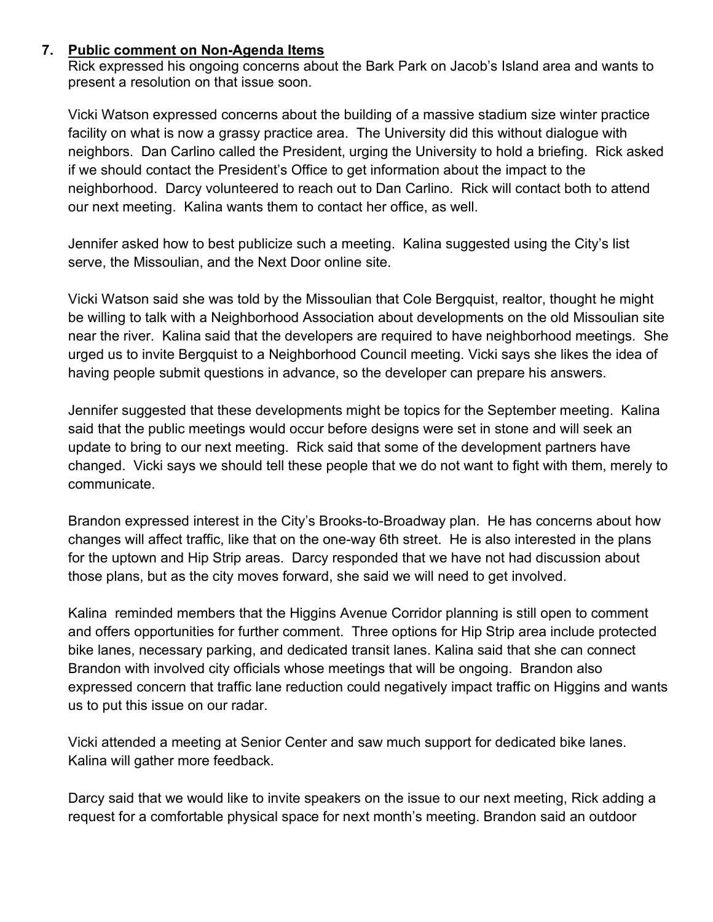7. **<u>Public comment on Non-Agenda Items</u>**

Rick expressed his ongoing concerns about the Bark Park on Jacob's Island area and wants to present a resolution on that issue soon.

Vicki Watson expressed concerns about the building of a massive stadium size winter practice facility on what is now a grassy practice area. The University did this without dialogue with neighbors. Dan Carlino called the President, urging the University to hold a briefing. Rick asked if we should contact the President's Office to get information about the impact to the neighborhood. Darcy volunteered to reach out to Dan Carlino. Rick will contact both to attend our next meeting. Kalina wants them to contact her office, as well.

Jennifer asked how to best publicize such a meeting. Kalina suggested using the City's list serve, the Missoulian, and the Next Door online site.

Vicki Watson said she was told by the Missoulian that Cole Bergquist, realtor, thought he might be willing to talk with a Neighborhood Association about developments on the old Missoulian site near the river. Kalina said that the developers are required to have neighborhood meetings. She urged us to invite Bergquist to a Neighborhood Council meeting. Vicki says she likes the idea of having people submit questions in advance, so the developer can prepare his answers.

Jennifer suggested that these developments might be topics for the September meeting. Kalina said that the public meetings would occur before designs were set in stone and will seek an update to bring to our next meeting. Rick said that some of the development partners have changed. Vicki says we should tell these people that we do not want to fight with them, merely to communicate.

Brandon expressed interest in the City's Brooks-to-Broadway plan. He has concerns about how changes will affect traffic, like that on the one-way 6th street. He is also interested in the plans for the uptown and Hip Strip areas. Darcy responded that we have not had discussion about those plans, but as the city moves forward, she said we will need to get involved.

Kalina reminded members that the Higgins Avenue Corridor planning is still open to comment and offers opportunities for further comment. Three options for Hip Strip area include protected bike lanes, necessary parking, and dedicated transit lanes. Kalina said that she can connect Brandon with involved city officials whose meetings that will be ongoing. Brandon also expressed concern that traffic lane reduction could negatively impact traffic on Higgins and wants us to put this issue on our radar.

Vicki attended a meeting at Senior Center and saw much support for dedicated bike lanes. Kalina will gather more feedback.

Darcy said that we would like to invite speakers on the issue to our next meeting, Rick adding a request for a comfortable physical space for next month's meeting. Brandon said an outdoor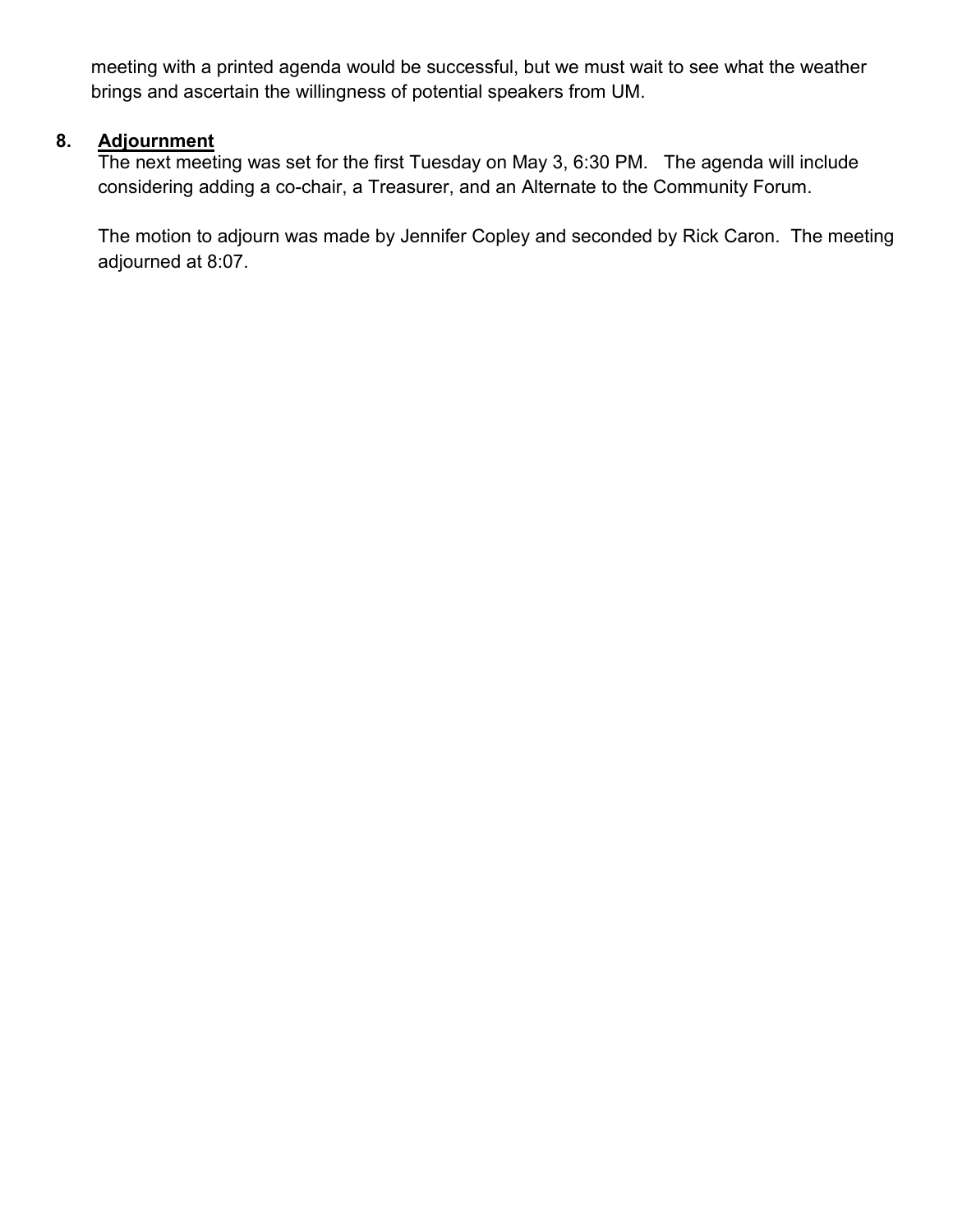meeting with a printed agenda would be successful, but we must wait to see what the weather brings and ascertain the willingness of potential speakers from UM.

**8. Adjournment**

The next meeting was set for the first Tuesday on May 3, 6:30 PM. The agenda will include considering adding a co-chair, a Treasurer, and an Alternate to the Community Forum.

The motion to adjourn was made by Jennifer Copley and seconded by Rick Caron. The meeting adjourned at 8:07.